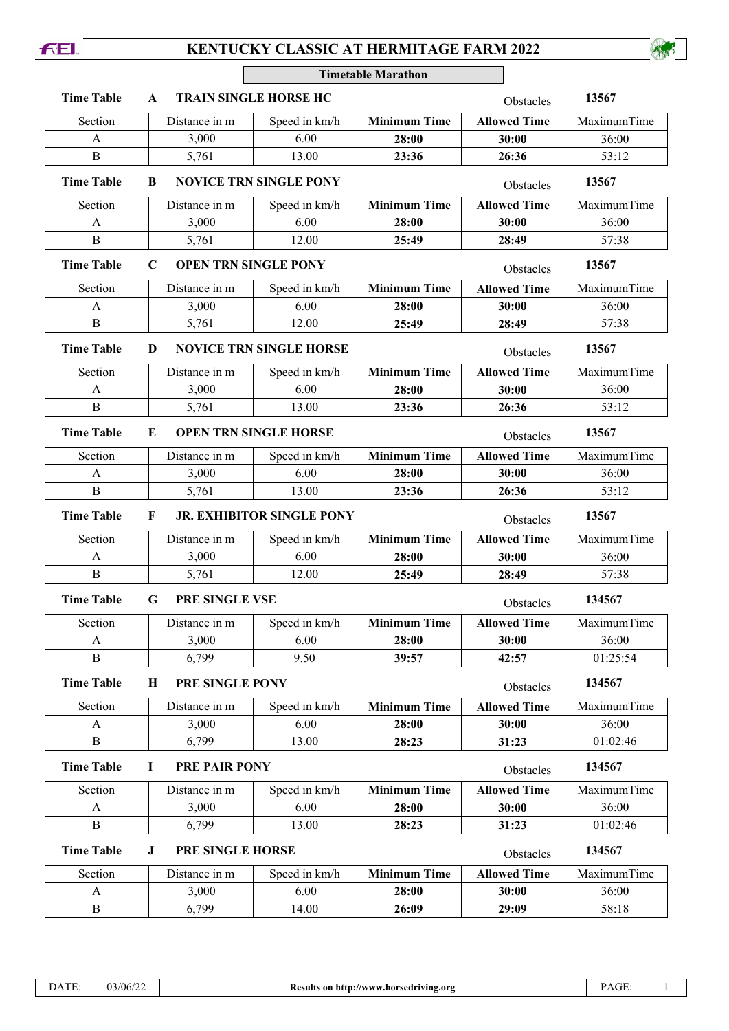# KENTUCKY CLASSIC AT HERMITAGE FARM 2022

## Timetable Marathon

**Time Table A — TRAIN SINGLE HORSE HC** — Obstacles **13567**

| Section | Distance in m | Speed in km/h | **Minimum Time** | **Allowed Time** | MaximumTime |
|---|---|---|---|---|---|
| A | 3,000 | 6.00 | **28:00** | **30:00** | 36:00 |
| B | 5,761 | 13.00 | **23:36** | **26:36** | 53:12 |

**Time Table B — NOVICE TRN SINGLE PONY** — Obstacles **13567**

| Section | Distance in m | Speed in km/h | **Minimum Time** | **Allowed Time** | MaximumTime |
|---|---|---|---|---|---|
| A | 3,000 | 6.00 | **28:00** | **30:00** | 36:00 |
| B | 5,761 | 12.00 | **25:49** | **28:49** | 57:38 |

**Time Table C — OPEN TRN SINGLE PONY** — Obstacles **13567**

| Section | Distance in m | Speed in km/h | **Minimum Time** | **Allowed Time** | MaximumTime |
|---|---|---|---|---|---|
| A | 3,000 | 6.00 | **28:00** | **30:00** | 36:00 |
| B | 5,761 | 12.00 | **25:49** | **28:49** | 57:38 |

**Time Table D — NOVICE TRN SINGLE HORSE** — Obstacles **13567**

| Section | Distance in m | Speed in km/h | **Minimum Time** | **Allowed Time** | MaximumTime |
|---|---|---|---|---|---|
| A | 3,000 | 6.00 | **28:00** | **30:00** | 36:00 |
| B | 5,761 | 13.00 | **23:36** | **26:36** | 53:12 |

**Time Table E — OPEN TRN SINGLE HORSE** — Obstacles **13567**

| Section | Distance in m | Speed in km/h | **Minimum Time** | **Allowed Time** | MaximumTime |
|---|---|---|---|---|---|
| A | 3,000 | 6.00 | **28:00** | **30:00** | 36:00 |
| B | 5,761 | 13.00 | **23:36** | **26:36** | 53:12 |

**Time Table F — JR. EXHIBITOR SINGLE PONY** — Obstacles **13567**

| Section | Distance in m | Speed in km/h | **Minimum Time** | **Allowed Time** | MaximumTime |
|---|---|---|---|---|---|
| A | 3,000 | 6.00 | **28:00** | **30:00** | 36:00 |
| B | 5,761 | 12.00 | **25:49** | **28:49** | 57:38 |

**Time Table G — PRE SINGLE VSE** — Obstacles **134567**

| Section | Distance in m | Speed in km/h | **Minimum Time** | **Allowed Time** | MaximumTime |
|---|---|---|---|---|---|
| A | 3,000 | 6.00 | **28:00** | **30:00** | 36:00 |
| B | 6,799 | 9.50 | **39:57** | **42:57** | 01:25:54 |

**Time Table H — PRE SINGLE PONY** — Obstacles **134567**

| Section | Distance in m | Speed in km/h | **Minimum Time** | **Allowed Time** | MaximumTime |
|---|---|---|---|---|---|
| A | 3,000 | 6.00 | **28:00** | **30:00** | 36:00 |
| B | 6,799 | 13.00 | **28:23** | **31:23** | 01:02:46 |

**Time Table I — PRE PAIR PONY** — Obstacles **134567**

| Section | Distance in m | Speed in km/h | **Minimum Time** | **Allowed Time** | MaximumTime |
|---|---|---|---|---|---|
| A | 3,000 | 6.00 | **28:00** | **30:00** | 36:00 |
| B | 6,799 | 13.00 | **28:23** | **31:23** | 01:02:46 |

**Time Table J — PRE SINGLE HORSE** — Obstacles **134567**

| Section | Distance in m | Speed in km/h | **Minimum Time** | **Allowed Time** | MaximumTime |
|---|---|---|---|---|---|
| A | 3,000 | 6.00 | **28:00** | **30:00** | 36:00 |
| B | 6,799 | 14.00 | **26:09** | **29:09** | 58:18 |

DATE: 03/06/22 — **Results on http://www.horsedriving.org**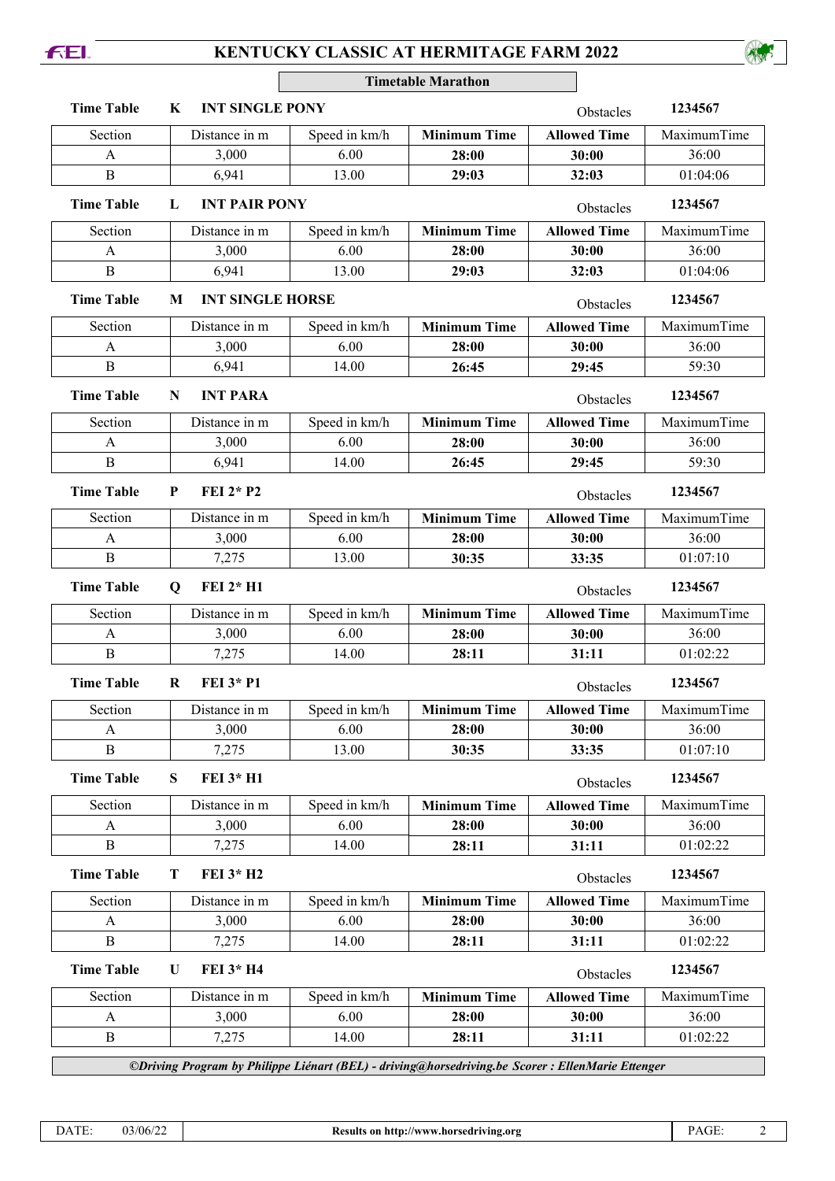# KENTUCKY CLASSIC AT HERMITAGE FARM 2022

## Timetable Marathon

**Time Table K INT SINGLE PONY** Obstacles **1234567**

| Section | Distance in m | Speed in km/h | **Minimum Time** | **Allowed Time** | MaximumTime |
|---|---|---|---|---|---|
| A | 3,000 | 6.00 | **28:00** | **30:00** | 36:00 |
| B | 6,941 | 13.00 | **29:03** | **32:03** | 01:04:06 |

**Time Table L INT PAIR PONY** Obstacles **1234567**

| Section | Distance in m | Speed in km/h | **Minimum Time** | **Allowed Time** | MaximumTime |
|---|---|---|---|---|---|
| A | 3,000 | 6.00 | **28:00** | **30:00** | 36:00 |
| B | 6,941 | 13.00 | **29:03** | **32:03** | 01:04:06 |

**Time Table M INT SINGLE HORSE** Obstacles **1234567**

| Section | Distance in m | Speed in km/h | **Minimum Time** | **Allowed Time** | MaximumTime |
|---|---|---|---|---|---|
| A | 3,000 | 6.00 | **28:00** | **30:00** | 36:00 |
| B | 6,941 | 14.00 | **26:45** | **29:45** | 59:30 |

**Time Table N INT PARA** Obstacles **1234567**

| Section | Distance in m | Speed in km/h | **Minimum Time** | **Allowed Time** | MaximumTime |
|---|---|---|---|---|---|
| A | 3,000 | 6.00 | **28:00** | **30:00** | 36:00 |
| B | 6,941 | 14.00 | **26:45** | **29:45** | 59:30 |

**Time Table P FEI 2* P2** Obstacles **1234567**

| Section | Distance in m | Speed in km/h | **Minimum Time** | **Allowed Time** | MaximumTime |
|---|---|---|---|---|---|
| A | 3,000 | 6.00 | **28:00** | **30:00** | 36:00 |
| B | 7,275 | 13.00 | **30:35** | **33:35** | 01:07:10 |

**Time Table Q FEI 2* H1** Obstacles **1234567**

| Section | Distance in m | Speed in km/h | **Minimum Time** | **Allowed Time** | MaximumTime |
|---|---|---|---|---|---|
| A | 3,000 | 6.00 | **28:00** | **30:00** | 36:00 |
| B | 7,275 | 14.00 | **28:11** | **31:11** | 01:02:22 |

**Time Table R FEI 3* P1** Obstacles **1234567**

| Section | Distance in m | Speed in km/h | **Minimum Time** | **Allowed Time** | MaximumTime |
|---|---|---|---|---|---|
| A | 3,000 | 6.00 | **28:00** | **30:00** | 36:00 |
| B | 7,275 | 13.00 | **30:35** | **33:35** | 01:07:10 |

**Time Table S FEI 3* H1** Obstacles **1234567**

| Section | Distance in m | Speed in km/h | **Minimum Time** | **Allowed Time** | MaximumTime |
|---|---|---|---|---|---|
| A | 3,000 | 6.00 | **28:00** | **30:00** | 36:00 |
| B | 7,275 | 14.00 | **28:11** | **31:11** | 01:02:22 |

**Time Table T FEI 3* H2** Obstacles **1234567**

| Section | Distance in m | Speed in km/h | **Minimum Time** | **Allowed Time** | MaximumTime |
|---|---|---|---|---|---|
| A | 3,000 | 6.00 | **28:00** | **30:00** | 36:00 |
| B | 7,275 | 14.00 | **28:11** | **31:11** | 01:02:22 |

**Time Table U FEI 3* H4** Obstacles **1234567**

| Section | Distance in m | Speed in km/h | **Minimum Time** | **Allowed Time** | MaximumTime |
|---|---|---|---|---|---|
| A | 3,000 | 6.00 | **28:00** | **30:00** | 36:00 |
| B | 7,275 | 14.00 | **28:11** | **31:11** | 01:02:22 |

***©Driving Program by Philippe Liénart (BEL) - driving@horsedriving.be Scorer : EllenMarie Ettenger***

DATE: 03/06/22 | **Results on http://www.horsedriving.org**